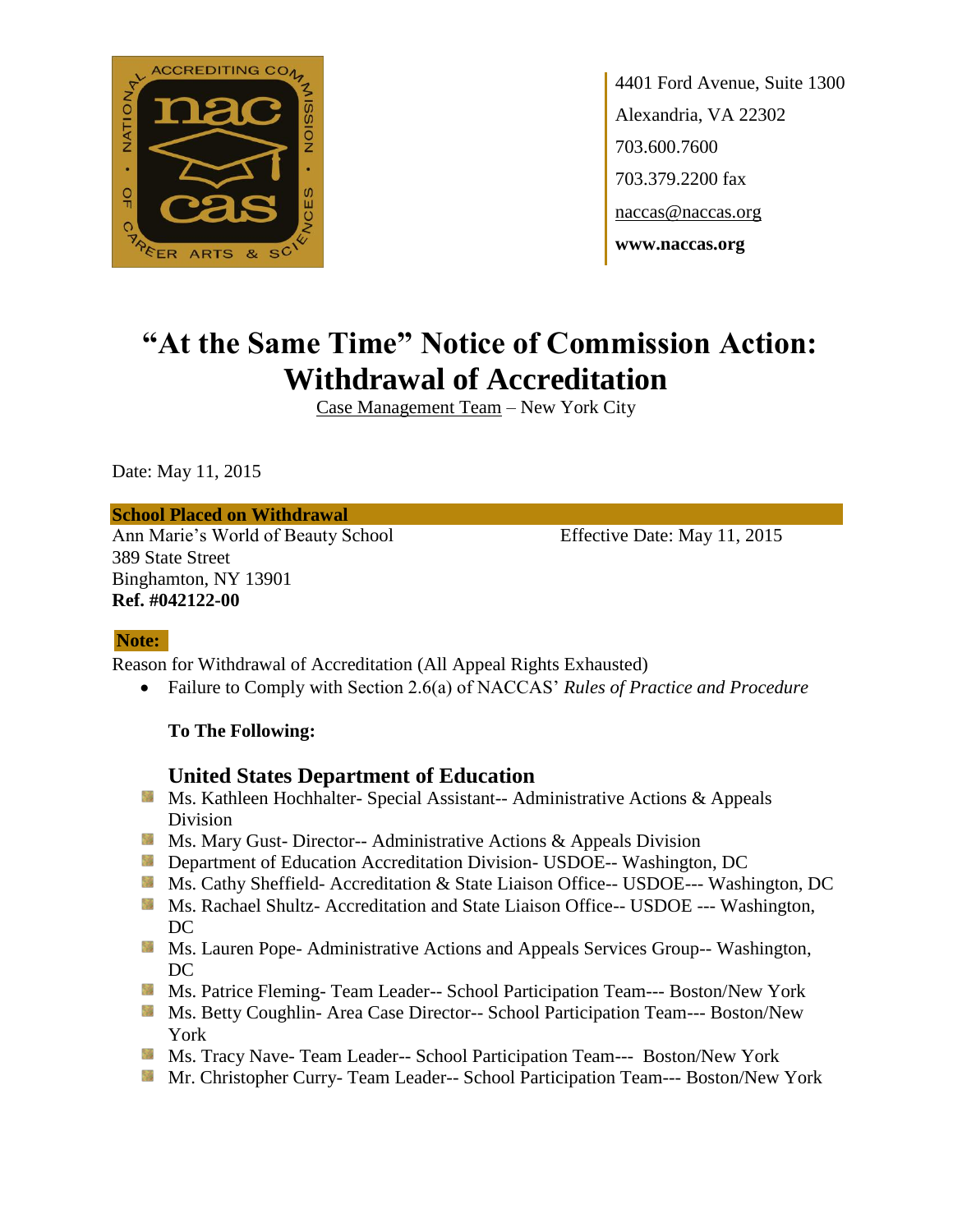4401 Ford Avenue, Suite 1300
Alexandria, VA 22302
703.600.7600
703.379.2200 fax
naccas@naccas.org
**www.naccas.org**

# "At the Same Time" Notice of Commission Action: Withdrawal of Accreditation

Case Management Team – New York City

Date: May 11, 2015

**School Placed on Withdrawal**

Ann Marie's World of Beauty School
389 State Street
Binghamton, NY 13901
**Ref. #042122-00**

Effective Date: May 11, 2015

**Note:**

Reason for Withdrawal of Accreditation (All Appeal Rights Exhausted)

- Failure to Comply with Section 2.6(a) of NACCAS' *Rules of Practice and Procedure*

**To The Following:**

## United States Department of Education

- Ms. Kathleen Hochhalter- Special Assistant-- Administrative Actions & Appeals Division
- Ms. Mary Gust- Director-- Administrative Actions & Appeals Division
- Department of Education Accreditation Division- USDOE-- Washington, DC
- Ms. Cathy Sheffield- Accreditation & State Liaison Office-- USDOE--- Washington, DC
- Ms. Rachael Shultz- Accreditation and State Liaison Office-- USDOE --- Washington, DC
- Ms. Lauren Pope- Administrative Actions and Appeals Services Group-- Washington, DC
- Ms. Patrice Fleming- Team Leader-- School Participation Team--- Boston/New York
- Ms. Betty Coughlin- Area Case Director-- School Participation Team--- Boston/New York
- Ms. Tracy Nave- Team Leader-- School Participation Team--- Boston/New York
- Mr. Christopher Curry- Team Leader-- School Participation Team--- Boston/New York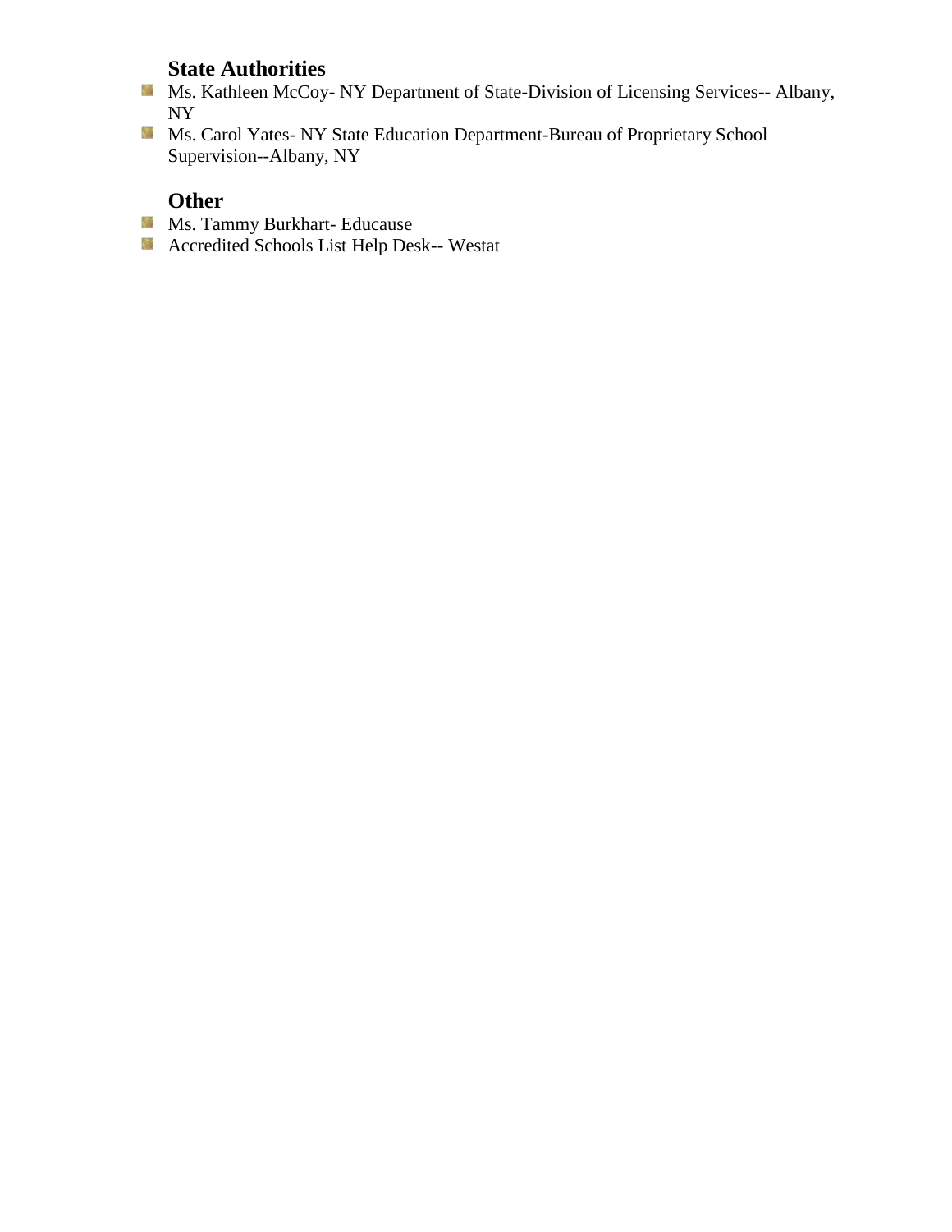### State Authorities

- Ms. Kathleen McCoy- NY Department of State-Division of Licensing Services-- Albany, NY
- Ms. Carol Yates- NY State Education Department-Bureau of Proprietary School Supervision--Albany, NY

### Other

- Ms. Tammy Burkhart- Educause
- Accredited Schools List Help Desk-- Westat